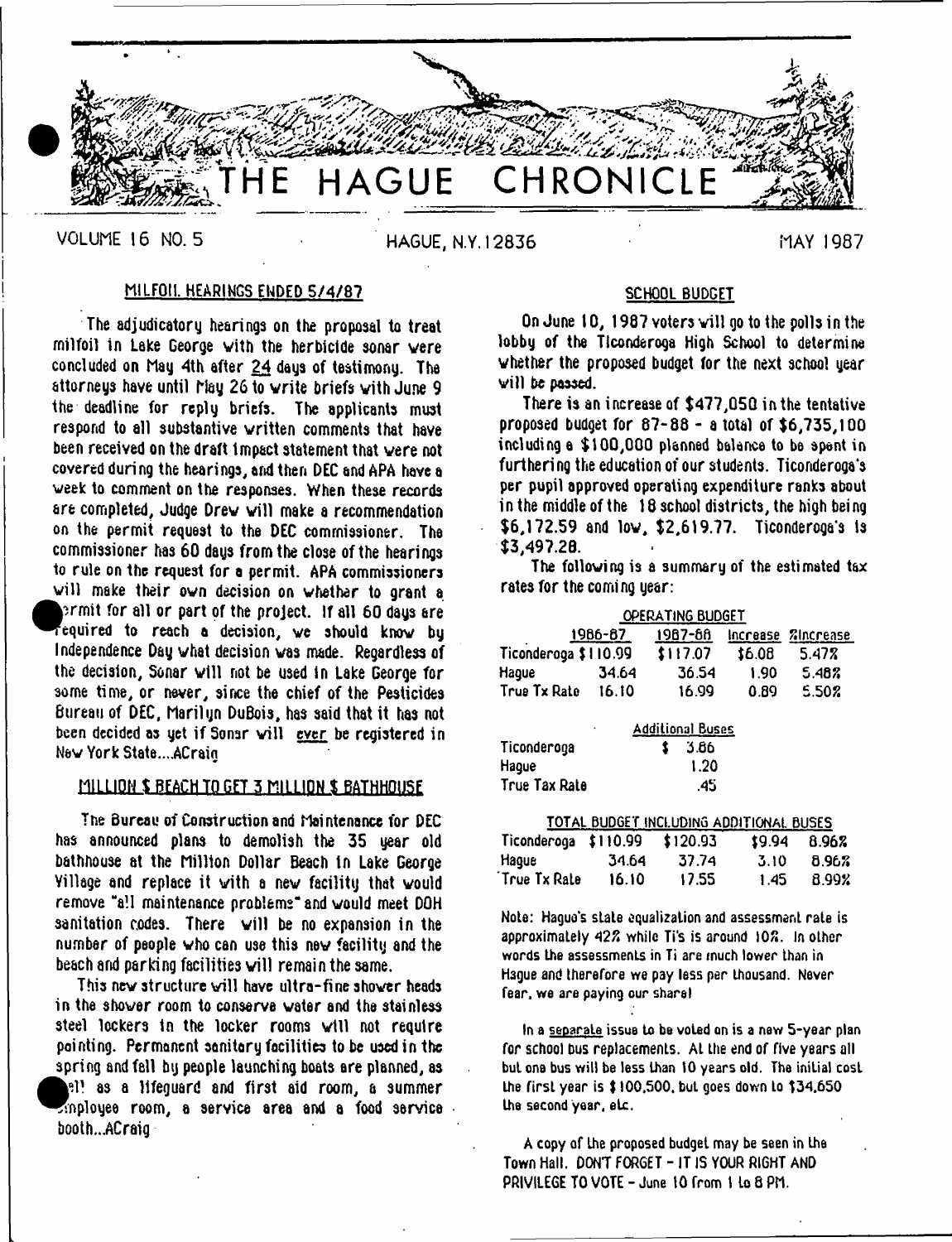# THE HAGUE CHRONICLE

VOLUME 16 NO. 5 HAGUE, N.Y. 12836 MAY 1987

## MILFOIL HEARINGS ENDED 5/4/87

The adjudicatory hearings on the proposal to treat milfoil in Lake George with the herbicide sonar were concluded on May 4th after 24 days of testimony. The attorneys have until May 26 to write briefs with June 9 the deadline for reply briefs. The applicants must respond to all substantive written comments that have been received on the draft impact statement that were not covered during the hearings, and then DEC and APA have a week to comment on the responses. When these records are completed, Judge Drew will make a recommendation on the permit request to the DEC commissioner. The commissioner has 60 days from the close of the hearings to rule on the request for a permit. APA commissioners will make their own decision on whether to grant a permit for all or part of the project. If all 60 days are required to reach a decision, we should know by Independence Day what decision was made. Regardless of the decision, Sonar will not be used in Lake George for some time, or never, since the chief of the Pesticides Bureau of DEC, Marilyn DuBois, has said that it has not been decided as yet if Sonar will ever be registered in New York State....ACraig

## MILLION $ BEACH TO GET 3 MILLION $ BATHHOUSE

The Bureau of Construction and Maintenance for DEC has announced plans to demolish the 35 year old bathhouse at the Million Dollar Beach in Lake George Village and replace it with a new facility that would remove "all maintenance problems" and would meet DOH sanitation codes. There will be no expansion in the number of people who can use this new facility and the beach and parking facilities will remain the same.

This new structure will have ultra-fine shower heads in the shower room to conserve water and the stainless steel lockers in the locker rooms will not require painting. Permanent sanitary facilities to be used in the spring and fall by people launching boats are planned, as well as a lifeguard and first aid room, a summer employee room, a service area and a food service booth...ACraig

## SCHOOL BUDGET

On June 10, 1987 voters will go to the polls in the lobby of the Ticonderoga High School to determine whether the proposed budget for the next school year will be passed.

There is an increase of $477,050 in the tentative proposed budget for 87-88 - a total of $6,735,100 including a $100,000 planned balance to be spent in furthering the education of our students. Ticonderoga's per pupil approved operating expenditure ranks about in the middle of the 18 school districts, the high being $6,172.59 and low, $2,619.77. Ticonderoga's is $3,497.28.

The following is a summary of the estimated tax rates for the coming year:

| OPERATING BUDGET | | | | |
|---|---|---|---|---|
| | 1986-87 | 1987-88 | Increase | %Increase |
| Ticonderoga | $110.99 | $117.07 | $6.08 | 5.47% |
| Hague | 34.64 | 36.54 | 1.90 | 5.48% |
| True Tx Rate | 16.10 | 16.99 | 0.89 | 5.50% |

| Additional Buses | |
|---|---|
| Ticonderoga | $ 3.86 |
| Hague | 1.20 |
| True Tax Rate | .45 |

| TOTAL BUDGET INCLUDING ADDITIONAL BUSES | | | | |
|---|---|---|---|---|
| Ticonderoga | $110.99 | $120.93 | $9.94 | 8.96% |
| Hague | 34.64 | 37.74 | 3.10 | 8.96% |
| True Tx Rate | 16.10 | 17.55 | 1.45 | 8.99% |

Note: Hague's state equalization and assessment rate is approximately 42% while Ti's is around 10%. In other words the assessments in Ti are much lower than in Hague and therefore we pay less per thousand. Never fear, we are paying our share!

In a separate issue to be voted on is a new 5-year plan for school bus replacements. At the end of five years all but one bus will be less than 10 years old. The initial cost the first year is $100,500, but goes down to $34,650 the second year, etc.

A copy of the proposed budget may be seen in the Town Hall. DON'T FORGET - IT IS YOUR RIGHT AND PRIVILEGE TO VOTE - June 10 from 1 to 8 PM.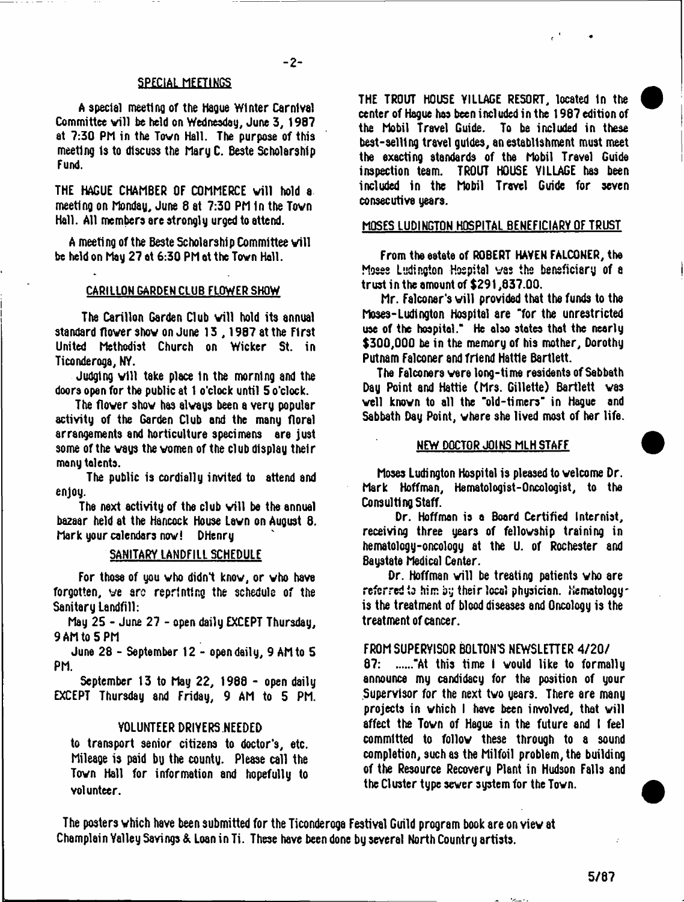## SPECIAL MEETINGS

A special meeting of the Hague Winter Carnival Committee will be held on Wednesday, June 3, 1987 at 7:30 PM in the Town Hall. The purpose of this meeting is to discuss the Mary C. Beste Scholarship Fund.

THE HAGUE CHAMBER OF COMMERCE will hold a meeting on Monday, June 8 at 7:30 PM in the Town Hall. All members are strongly urged to attend.

A meeting of the Beste Scholarship Committee will be held on May 27 at 6:30 PM at the Town Hall.

## CARILLON GARDEN CLUB FLOWER SHOW

The Carillon Garden Club will hold its annual standard flower show on June 13, 1987 at the First United Methodist Church on Wicker St. in Ticonderoga, NY.

Judging will take place in the morning and the doors open for the public at 1 o'clock until 5 o'clock.

The flower show has always been a very popular activity of the Garden Club and the many floral arrangements and horticulture specimens are just some of the ways the women of the club display their many talents.

The public is cordially invited to attend and enjoy.

The next activity of the club will be the annual bazaar held at the Hancock House Lawn on August 8. Mark your calendars now! DHenry

## SANITARY LANDFILL SCHEDULE

For those of you who didn't know, or who have forgotten, we are reprinting the schedule of the Sanitary Landfill:

May 25 - June 27 - open daily EXCEPT Thursday, 9 AM to 5 PM

June 28 - September 12 - open daily, 9 AM to 5 PM.

September 13 to May 22, 1988 - open daily EXCEPT Thursday and Friday, 9 AM to 5 PM.

## VOLUNTEER DRIVERS NEEDED

to transport senior citizens to doctor's, etc. Mileage is paid by the county. Please call the Town Hall for information and hopefully to volunteer.

THE TROUT HOUSE VILLAGE RESORT, located in the center of Hague has been included in the 1987 edition of the Mobil Travel Guide. To be included in these best-selling travel guides, an establishment must meet the exacting standards of the Mobil Travel Guide inspection team. TROUT HOUSE VILLAGE has been included in the Mobil Travel Guide for seven consecutive years.

## MOSES LUDINGTON HOSPITAL BENEFICIARY OF TRUST

From the estate of ROBERT HAVEN FALCONER, the Moses Ludington Hospital was the beneficiary of a trust in the amount of $291,837.00.

Mr. Falconer's will provided that the funds to the Moses-Ludington Hospital are "for the unrestricted use of the hospital." He also states that the nearly $300,000 be in the memory of his mother, Dorothy Putnam Falconer and friend Hattie Bartlett.

The Falconers were long-time residents of Sabbath Day Point and Hattie (Mrs. Gillette) Bartlett was well known to all the "old-timers" in Hague and Sabbath Day Point, where she lived most of her life.

## NEW DOCTOR JOINS MLH STAFF

Moses Ludington Hospital is pleased to welcome Dr. Mark Hoffman, Hematologist-Oncologist, to the Consulting Staff.

Dr. Hoffman is a Board Certified Internist, receiving three years of fellowship training in hematology-oncology at the U. of Rochester and Baystate Medical Center.

Dr. Hoffman will be treating patients who are referred to him by their local physician. Hematology is the treatment of blood diseases and Oncology is the treatment of cancer.

FROM SUPERVISOR BOLTON'S NEWSLETTER 4/20/87: ......"At this time I would like to formally announce my candidacy for the position of your Supervisor for the next two years. There are many projects in which I have been involved, that will affect the Town of Hague in the future and I feel committed to follow these through to a sound completion, such as the Milfoil problem, the building of the Resource Recovery Plant in Hudson Falls and the Cluster type sewer system for the Town.

The posters which have been submitted for the Ticonderoga Festival Guild program book are on view at Champlain Valley Savings & Loan in Ti. These have been done by several North Country artists.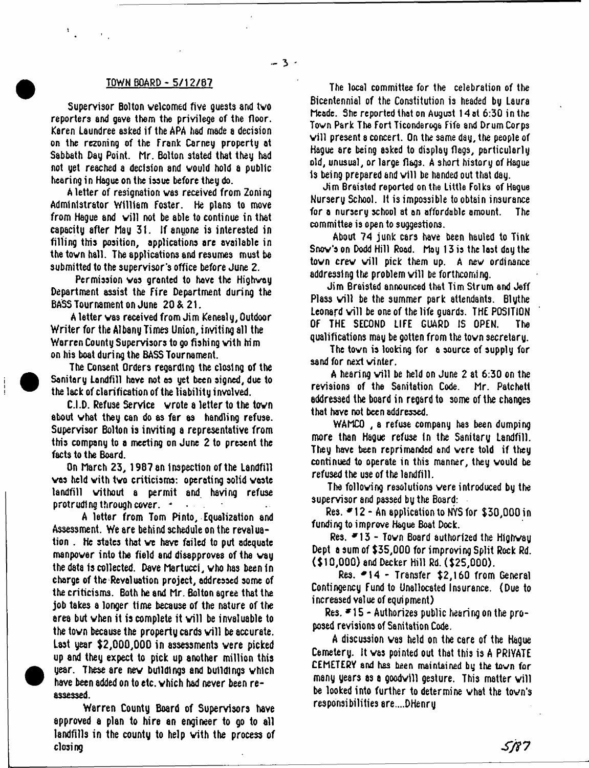## TOWN BOARD - 5/12/87

Supervisor Bolton welcomed five guests and two reporters and gave them the privilege of the floor. Karen Laundree asked if the APA had made a decision on the rezoning of the Frank Carney property at Sabbath Day Point. Mr. Bolton stated that they had not yet reached a decision and would hold a public hearing in Hague on the issue before they do.

A letter of resignation was received from Zoning Administrator William Foster. He plans to move from Hague and will not be able to continue in that capacity after May 31. If anyone is interested in filling this position, applications are available in the town hall. The applications and resumes must be submitted to the supervisor's office before June 2.

Permission was granted to have the Highway Department assist the Fire Department during the BASS Tournament on June 20 & 21.

A letter was received from Jim Kenealy, Outdoor Writer for the Albany Times Union, inviting all the Warren County Supervisors to go fishing with him on his boat during the BASS Tournament.

The Consent Orders regarding the closing of the Sanitary Landfill have not as yet been signed, due to the lack of clarification of the liability involved.

C.I.D. Refuse Service wrote a letter to the town about what they can do as far as handling refuse. Supervisor Bolton is inviting a representative from this company to a meeting on June 2 to present the facts to the Board.

On March 23, 1987 an inspection of the Landfill was held with two criticisms: operating solid waste landfill without a permit and having refuse protruding through cover.

A letter from Tom Pinto, Equalization and Assessment. We are behind schedule on the revaluation. He states that we have failed to put adequate manpower into the field and disapproves of the way the data is collected. Dave Martucci, who has been in charge of the Revaluation project, addressed some of the criticisms. Both he and Mr. Bolton agree that the job takes a longer time because of the nature of the area but when it is complete it will be invaluable to the town because the property cards will be accurate. Last year $2,000,000 in assessments were picked up and they expect to pick up another million this year. These are new buildings and buildings which have been added on to etc. which had never been reassessed.

Warren County Board of Supervisors have approved a plan to hire an engineer to go to all landfills in the county to help with the process of closing

The local committee for the celebration of the Bicentennial of the Constitution is headed by Laura Meade. She reported that on August 14 at 6:30 in the Town Park The Fort Ticonderoga Fife and Drum Corps will present a concert. On the same day, the people of Hague are being asked to display flags, particularly old, unusual, or large flags. A short history of Hague is being prepared and will be handed out that day.

Jim Braisted reported on the Little Folks of Hague Nursery School. It is impossible to obtain insurance for a nursery school at an affordable amount. The committee is open to suggestions.

About 74 junk cars have been hauled to Tink Snow's on Dodd Hill Road. May 13 is the last day the town crew will pick them up. A new ordinance addressing the problem will be forthcoming.

Jim Braisted announced that Tim Strum and Jeff Plass will be the summer park attendants. Blythe Leonard will be one of the life guards. THE POSITION OF THE SECOND LIFE GUARD IS OPEN. The qualifications may be gotten from the town secretary.

The town is looking for a source of supply for sand for next winter.

A hearing will be held on June 2 at 6:30 on the revisions of the Sanitation Code. Mr. Patchett addressed the board in regard to some of the changes that have not been addressed.

WAMCO, a refuse company has been dumping more than Hague refuse in the Sanitary Landfill. They have been reprimanded and were told if they continued to operate in this manner, they would be refused the use of the landfill.

The following resolutions were introduced by the supervisor and passed by the Board:

Res. #12 - An application to NYS for $30,000 in funding to improve Hague Boat Dock.

Res. #13 - Town Board authorized the Highway Dept a sum of $35,000 for improving Split Rock Rd. ($10,000) and Decker Hill Rd. ($25,000).

Res. #14 - Transfer $2,160 from General Contingency Fund to Unallocated Insurance. (Due to increased value of equipment)

Res. #15 - Authorizes public hearing on the proposed revisions of Sanitation Code.

A discussion was held on the care of the Hague Cemetery. It was pointed out that this is A PRIVATE CEMETERY and has been maintained by the town for many years as a goodwill gesture. This matter will be looked into further to determine what the town's responsibilities are....DHenry

5/87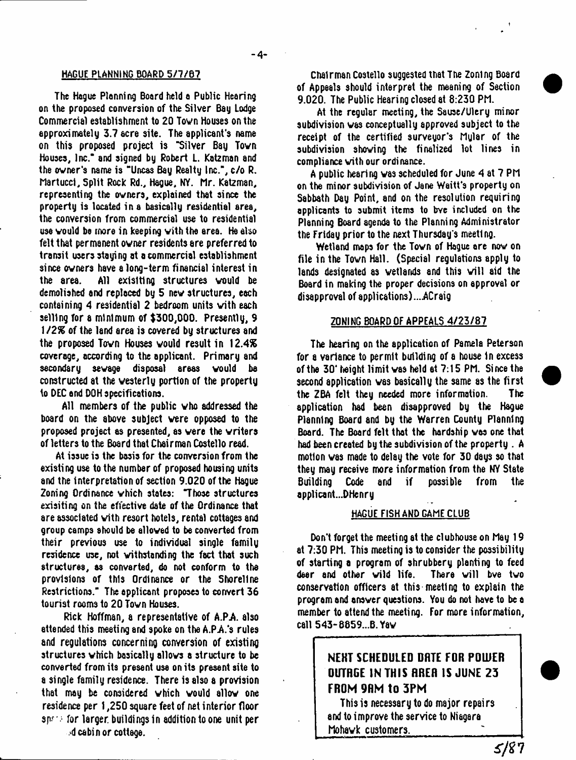## HAGUE PLANNING BOARD 5/7/87

The Hague Planning Board held a Public Hearing on the proposed conversion of the Silver Bay Lodge Commercial establishment to 20 Town Houses on the approximately 3.7 acre site. The applicant's name on this proposed project is "Silver Bay Town Houses, Inc." and signed by Robert L. Katzman and the owner's name is "Uncas Bay Realty Inc.", c/o R. Martucci, Split Rock Rd., Hague, NY. Mr. Katzman, representing the owners, explained that since the property is located in a basically residential area, the conversion from commercial use to residential use would be more in keeping with the area. He also felt that permanent owner residents are preferred to transit users staying at a commercial establishment since owners have a long-term financial interest in the area. All existing structures would be demolished and replaced by 5 new structures, each containing 4 residential 2 bedroom units with each selling for a minimum of $300,000. Presently, 9 1/2% of the land area is covered by structures and the proposed Town Houses would result in 12.4% coverage, according to the applicant. Primary and secondary sewage disposal areas would be constructed at the westerly portion of the property to DEC and DOH specifications.

All members of the public who addressed the board on the above subject were opposed to the proposed project as presented, as were the writers of letters to the Board that Chairman Costello read.

At issue is the basis for the conversion from the existing use to the number of proposed housing units and the interpretation of section 9.020 of the Hague Zoning Ordinance which states: "Those structures exisiting on the effective date of the Ordinance that are associated with resort hotels, rental cottages and group camps should be allowed to be converted from their previous use to individual single family residence use, not withstanding the fact that such structures, as converted, do not conform to the provisions of this Ordinance or the Shoreline Restrictions." The applicant proposes to convert 36 tourist rooms to 20 Town Houses.

Rick Hoffman, a representative of A.P.A. also attended this meeting and spoke on the A.P.A.'s rules and regulations concerning conversion of existing structures which basically allows a structure to be converted from its present use on its present site to a single family residence. There is also a provision that may be considered which would allow one residence per 1,250 square feet of net interior floor sp... for larger buildings in addition to one unit per ...d cabin or cottage.

Chairman Costello suggested that The Zoning Board of Appeals should interpret the meaning of Section 9.020. The Public Hearing closed at 8:230 PM.

At the regular meeting, the Sause/Ulery minor subdivision was conceptually approved subject to the receipt of the certified surveyor's Mylar of the subdivision showing the finalized lot lines in compliance with our ordinance.

A public hearing was scheduled for June 4 at 7 PM on the minor subdivision of Jane Waitt's property on Sabbath Day Point, and on the resolution requiring applicants to submit items to bve included on the Planning Board agenda to the Planning Administrator the Friday prior to the next Thursday's meeting.

Wetland maps for the Town of Hague are now on file in the Town Hall. (Special regulations apply to lands designated as wetlands and this will aid the Board in making the proper decisions on approval or disapproval of applications)....ACraig

## ZONING BOARD OF APPEALS 4/23/87

The hearing on the application of Pamela Peterson for a variance to permit building of a house in excess of the 30' height limit was held at 7:15 PM. Since the second application was basically the same as the first the ZBA felt they needed more information. The application had been disapproved by the Hague Planning Board and by the Warren County Planning Board. The Board felt that the hardship was one that had been created by the subdivision of the property . A motion was made to delay the vote for 30 days so that they may receive more information from the NY State Building Code and if possible from the applicant...DHenry

## HAGUE FISH AND GAME CLUB

Don't forget the meeting at the clubhouse on May 19 at 7:30 PM. This meeting is to consider the possibility of starting a program of shrubbery planting to feed deer and other wild life. There will bve two conservation officers at this meeting to explain the program and answer questions. You do not have to be a member to attend the meeting. For more information, call 543-6659...B. Yaw

**NEXT SCHEDULED DATE FOR POWER OUTAGE IN THIS AREA IS JUNE 23 FROM 9AM to 3PM**

This is necessary to do major repairs and to improve the service to Niagara Mohawk customers.

5/87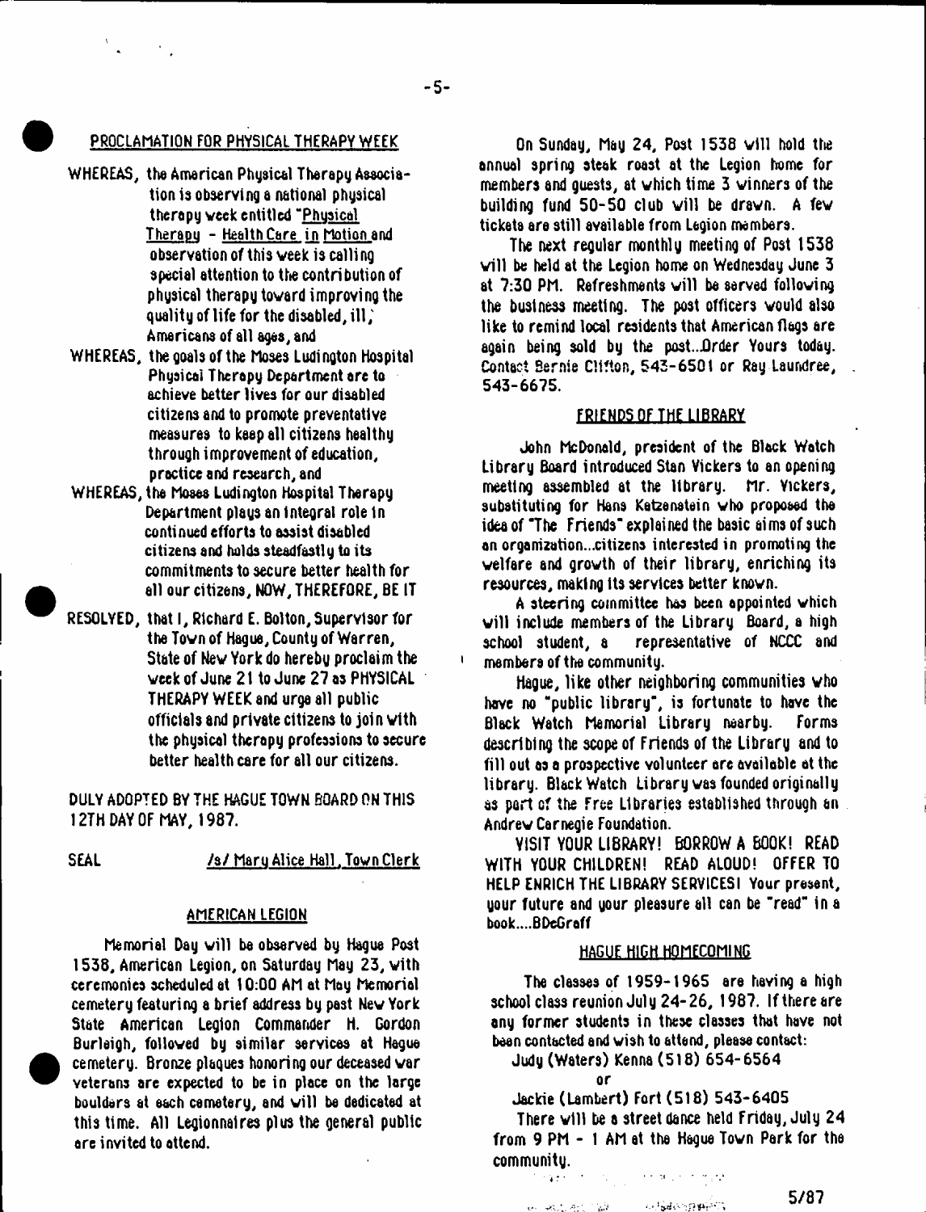## PROCLAMATION FOR PHYSICAL THERAPY WEEK

WHEREAS, the American Physical Therapy Association is observing a national physical therapy week entitled "Physical Therapy - Health Care in Motion and observation of this week is calling special attention to the contribution of physical therapy toward improving the quality of life for the disabled, ill, Americans of all ages, and

WHEREAS, the goals of the Moses Ludington Hospital Physical Therapy Department are to achieve better lives for our disabled citizens and to promote preventative measures to keep all citizens healthy through improvement of education, practice and research, and

WHEREAS, the Moses Ludington Hospital Therapy Department plays an integral role in continued efforts to assist disabled citizens and holds steadfastly to its commitments to secure better health for all our citizens, NOW, THEREFORE, BE IT

RESOLVED, that I, Richard E. Bolton, Supervisor for the Town of Hague, County of Warren, State of New York do hereby proclaim the week of June 21 to June 27 as PHYSICAL THERAPY WEEK and urge all public officials and private citizens to join with the physical therapy professions to secure better health care for all our citizens.

DULY ADOPTED BY THE HAGUE TOWN BOARD ON THIS 12TH DAY OF MAY, 1987.

SEAL /s/ Mary Alice Hall, Town Clerk

## AMERICAN LEGION

Memorial Day will be observed by Hague Post 1538, American Legion, on Saturday May 23, with ceremonies scheduled at 10:00 AM at May Memorial cemetery featuring a brief address by past New York State American Legion Commander H. Gordon Burleigh, followed by similar services at Hague cemetery. Bronze plaques honoring our deceased war veterans are expected to be in place on the large boulders at each cemetery, and will be dedicated at this time. All Legionnaires plus the general public are invited to attend.

On Sunday, May 24, Post 1538 will hold the annual spring steak roast at the Legion home for members and guests, at which time 3 winners of the building fund 50-50 club will be drawn. A few tickets are still available from Legion members.

The next regular monthly meeting of Post 1538 will be held at the Legion home on Wednesday June 3 at 7:30 PM. Refreshments will be served following the business meeting. The post officers would also like to remind local residents that American flags are again being sold by the post...Order Yours today. Contact Bernie Clifton, 543-6501 or Ray Laundree, 543-6675.

## FRIENDS OF THE LIBRARY

John McDonald, president of the Black Watch Library Board introduced Stan Vickers to an opening meeting assembled at the library. Mr. Vickers, substituting for Hans Katzenstein who proposed the idea of "The Friends" explained the basic aims of such an organization...citizens interested in promoting the welfare and growth of their library, enriching its resources, making its services better known.

A steering committee has been appointed which will include members of the Library Board, a high school student, a representative of NCCC and members of the community.

Hague, like other neighboring communities who have no "public library", is fortunate to have the Black Watch Memorial Library nearby. Forms describing the scope of Friends of the Library and to fill out as a prospective volunteer are available at the library. Black Watch Library was founded originally as part of the Free Libraries established through an Andrew Carnegie Foundation.

VISIT YOUR LIBRARY! BORROW A BOOK! READ WITH YOUR CHILDREN! READ ALOUD! OFFER TO HELP ENRICH THE LIBRARY SERVICES! Your present, your future and your pleasure all can be "read" in a book....BDeGraff

## HAGUE HIGH HOMECOMING

The classes of 1959-1965 are having a high school class reunion July 24-26, 1987. If there are any former students in these classes that have not been contacted and wish to attend, please contact:

Judy (Waters) Kenna (518) 654-6564

or

Jackie (Lambert) Fort (518) 543-6405

There will be a street dance held Friday, July 24 from 9 PM - 1 AM at the Hague Town Park for the community.

5/87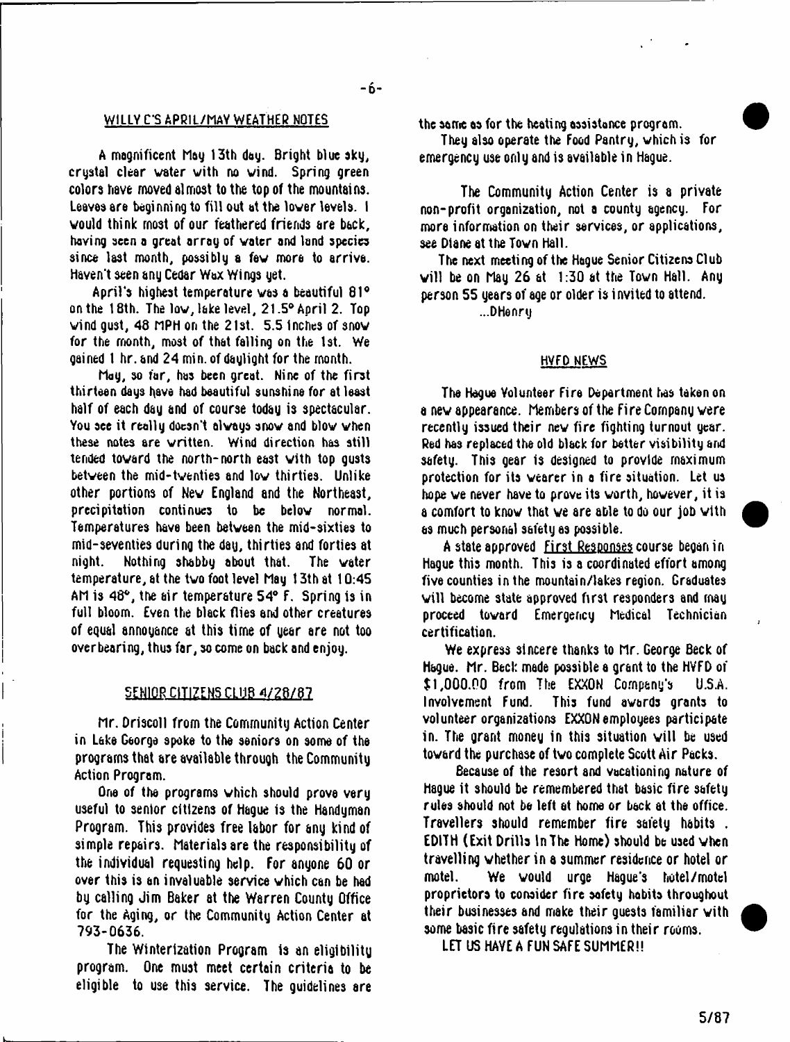## WILLY C'S APRIL/MAY WEATHER NOTES

A magnificent May 13th day. Bright blue sky, crystal clear water with no wind. Spring green colors have moved almost to the top of the mountains. Leaves are beginning to fill out at the lower levels. I would think most of our feathered friends are back, having seen a great array of water and land species since last month, possibly a few more to arrive. Haven't seen any Cedar Wax Wings yet.

April's highest temperature was a beautiful 81° on the 18th. The low, lake level, 21.5° April 2. Top wind gust, 48 MPH on the 21st. 5.5 inches of snow for the month, most of that falling on the 1st. We gained 1 hr. and 24 min. of daylight for the month.

May, so far, has been great. Nine of the first thirteen days have had beautiful sunshine for at least half of each day and of course today is spectacular. You see it really doesn't always snow and blow when these notes are written. Wind direction has still tended toward the north-north east with top gusts between the mid-twenties and low thirties. Unlike other portions of New England and the Northeast, precipitation continues to be below normal. Temperatures have been between the mid-sixties to mid-seventies during the day, thirties and forties at night. Nothing shabby about that. The water temperature, at the two foot level May 13th at 10:45 AM is 48°, the air temperature 54° F. Spring is in full bloom. Even the black flies and other creatures of equal annoyance at this time of year are not too overbearing, thus far, so come on back and enjoy.

## SENIOR CITIZENS CLUB 4/28/87

Mr. Driscoll from the Community Action Center in Lake George spoke to the seniors on some of the programs that are available through the Community Action Program.

One of the programs which should prove very useful to senior citizens of Hague is the Handyman Program. This provides free labor for any kind of simple repairs. Materials are the responsibility of the individual requesting help. For anyone 60 or over this is an invaluable service which can be had by calling Jim Baker at the Warren County Office for the Aging, or the Community Action Center at 793-0636.

The Winterization Program is an eligibility program. One must meet certain criteria to be eligible to use this service. The guidelines are the same as for the heating assistance program.

They also operate the Food Pantry, which is for emergency use only and is available in Hague.

The Community Action Center is a private non-profit organization, not a county agency. For more information on their services, or applications, see Diane at the Town Hall.

The next meeting of the Hague Senior Citizens Club will be on May 26 at 1:30 at the Town Hall. Any person 55 years of age or older is invited to attend.

...DHenry

## HVFD NEWS

The Hague Volunteer Fire Department has taken on a new appearance. Members of the Fire Company were recently issued their new fire fighting turnout gear. Red has replaced the old black for better visibility and safety. This gear is designed to provide maximum protection for its wearer in a fire situation. Let us hope we never have to prove its worth, however, it is a comfort to know that we are able to do our job with as much personal safety as possible.

A state approved First Responses course began in Hague this month. This is a coordinated effort among five counties in the mountain/lakes region. Graduates will become state approved first responders and may proceed toward Emergency Medical Technician certification.

We express sincere thanks to Mr. George Beck of Hague. Mr. Beck made possible a grant to the HVFD of $1,000.00 from The EXXON Company's U.S.A. Involvement Fund. This fund awards grants to volunteer organizations EXXON employees participate in. The grant money in this situation will be used toward the purchase of two complete Scott Air Packs.

Because of the resort and vacationing nature of Hague it should be remembered that basic fire safety rules should not be left at home or back at the office. Travellers should remember fire safety habits . EDITH (Exit Drills In The Home) should be used when travelling whether in a summer residence or hotel or motel. We would urge Hague's hotel/motel proprietors to consider fire safety habits throughout their businesses and make their guests familiar with some basic fire safety regulations in their rooms.

LET US HAVE A FUN SAFE SUMMER!!

5/87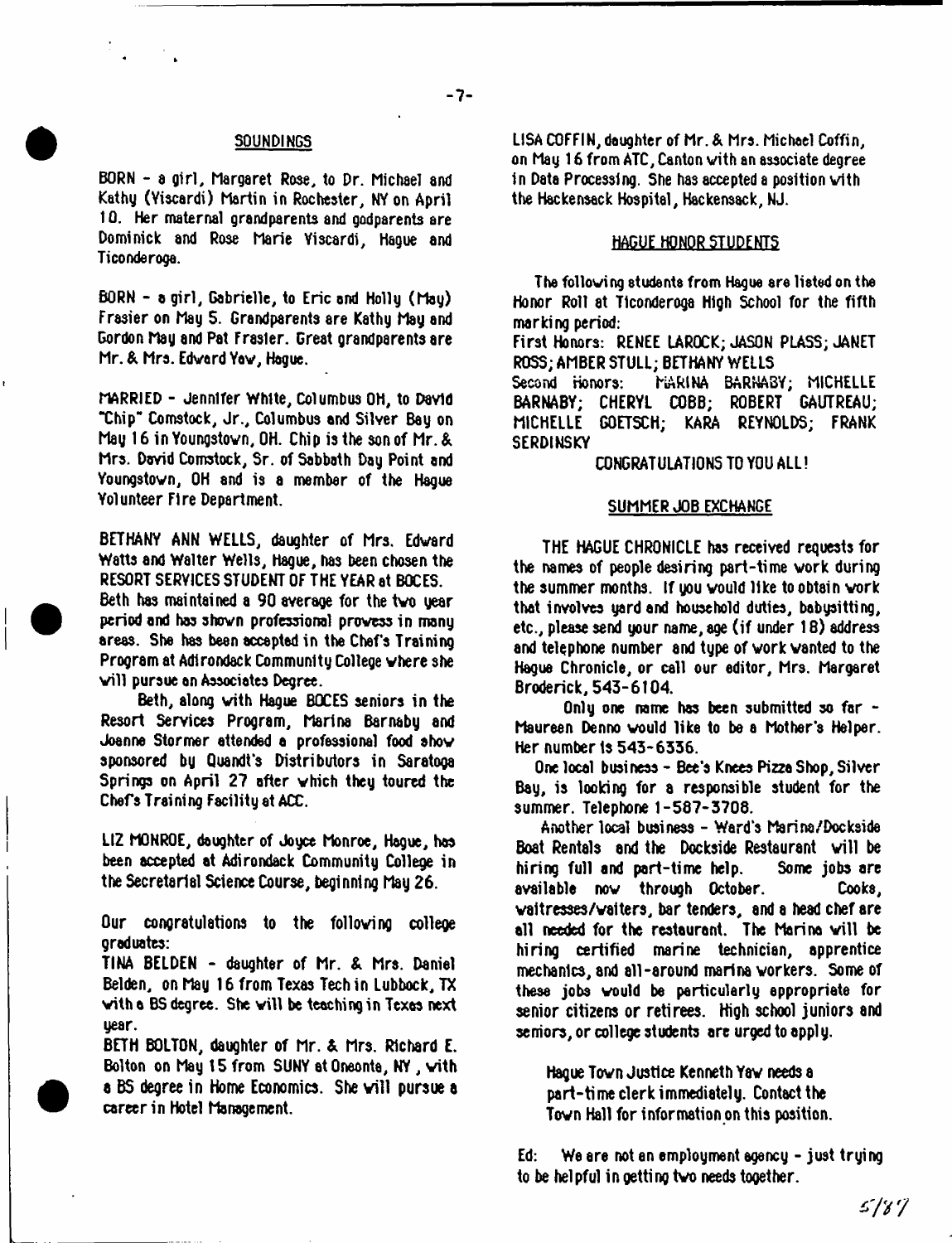## SOUNDINGS

BORN - a girl, Margaret Rose, to Dr. Michael and Kathy (Viscardi) Martin in Rochester, NY on April 10. Her maternal grandparents and godparents are Dominick and Rose Marie Viscardi, Hague and Ticonderoga.

BORN - a girl, Gabrielle, to Eric and Holly (May) Frasier on May 5. Grandparents are Kathy May and Gordon May and Pat Frasier. Great grandparents are Mr. & Mrs. Edward Yaw, Hague.

MARRIED - Jennifer White, Columbus OH, to David "Chip" Comstock, Jr., Columbus and Silver Bay on May 16 in Youngstown, OH. Chip is the son of Mr. & Mrs. David Comstock, Sr. of Sabbath Day Point and Youngstown, OH and is a member of the Hague Volunteer Fire Department.

BETHANY ANN WELLS, daughter of Mrs. Edward Watts and Walter Wells, Hague, has been chosen the RESORT SERVICES STUDENT OF THE YEAR at BOCES. Beth has maintained a 90 average for the two year period and has shown professional prowess in many areas. She has been accepted in the Chef's Training Program at Adirondack Community College where she will pursue an Associates Degree.

Beth, along with Hague BOCES seniors in the Resort Services Program, Marina Barnaby and Joanne Stormer attended a professional food show sponsored by Quandt's Distributors in Saratoga Springs on April 27 after which they toured the Chef's Training Facility at ACC.

LIZ MONROE, daughter of Joyce Monroe, Hague, has been accepted at Adirondack Community College in the Secretarial Science Course, beginning May 26.

Our congratulations to the following college graduates:

TINA BELDEN - daughter of Mr. & Mrs. Daniel Belden, on May 16 from Texas Tech in Lubbock, TX with a BS degree. She will be teaching in Texas next year.

BETH BOLTON, daughter of Mr. & Mrs. Richard E. Bolton on May 15 from SUNY at Oneonta, NY, with a BS degree in Home Economics. She will pursue a career in Hotel Management.

LISA COFFIN, daughter of Mr. & Mrs. Michael Coffin, on May 16 from ATC, Canton with an associate degree in Data Processing. She has accepted a position with the Hackensack Hospital, Hackensack, NJ.

## HAGUE HONOR STUDENTS

The following students from Hague are listed on the Honor Roll at Ticonderoga High School for the fifth marking period:

First Honors: RENEE LAROCK; JASON PLASS; JANET ROSS; AMBER STULL; BETHANY WELLS

Second Honors: MARINA BARNABY; MICHELLE BARNABY; CHERYL COBB; ROBERT GAUTREAU; MICHELLE GOETSCH; KARA REYNOLDS; FRANK SERDINSKY

CONGRATULATIONS TO YOU ALL!

## SUMMER JOB EXCHANGE

THE HAGUE CHRONICLE has received requests for the names of people desiring part-time work during the summer months. If you would like to obtain work that involves yard and household duties, babysitting, etc., please send your name, age (if under 18) address and telephone number and type of work wanted to the Hague Chronicle, or call our editor, Mrs. Margaret Broderick, 543-6104.

Only one name has been submitted so far - Maureen Denno would like to be a Mother's Helper. Her number is 543-6336.

One local business - Bee's Knees Pizza Shop, Silver Bay, is looking for a responsible student for the summer. Telephone 1-587-3708.

Another local business - Ward's Marina/Dockside Boat Rentals and the Dockside Restaurant will be hiring full and part-time help. Some jobs are available now through October. Cooks, waitresses/waiters, bar tenders, and a head chef are all needed for the restaurant. The Marina will be hiring certified marine technician, apprentice mechanics, and all-around marina workers. Some of these jobs would be particularly appropriate for senior citizens or retirees. High school juniors and seniors, or college students are urged to apply.

Hague Town Justice Kenneth Yaw needs a part-time clerk immediately. Contact the Town Hall for information on this position.

Ed: We are not an employment agency - just trying to be helpful in getting two needs together.

5/87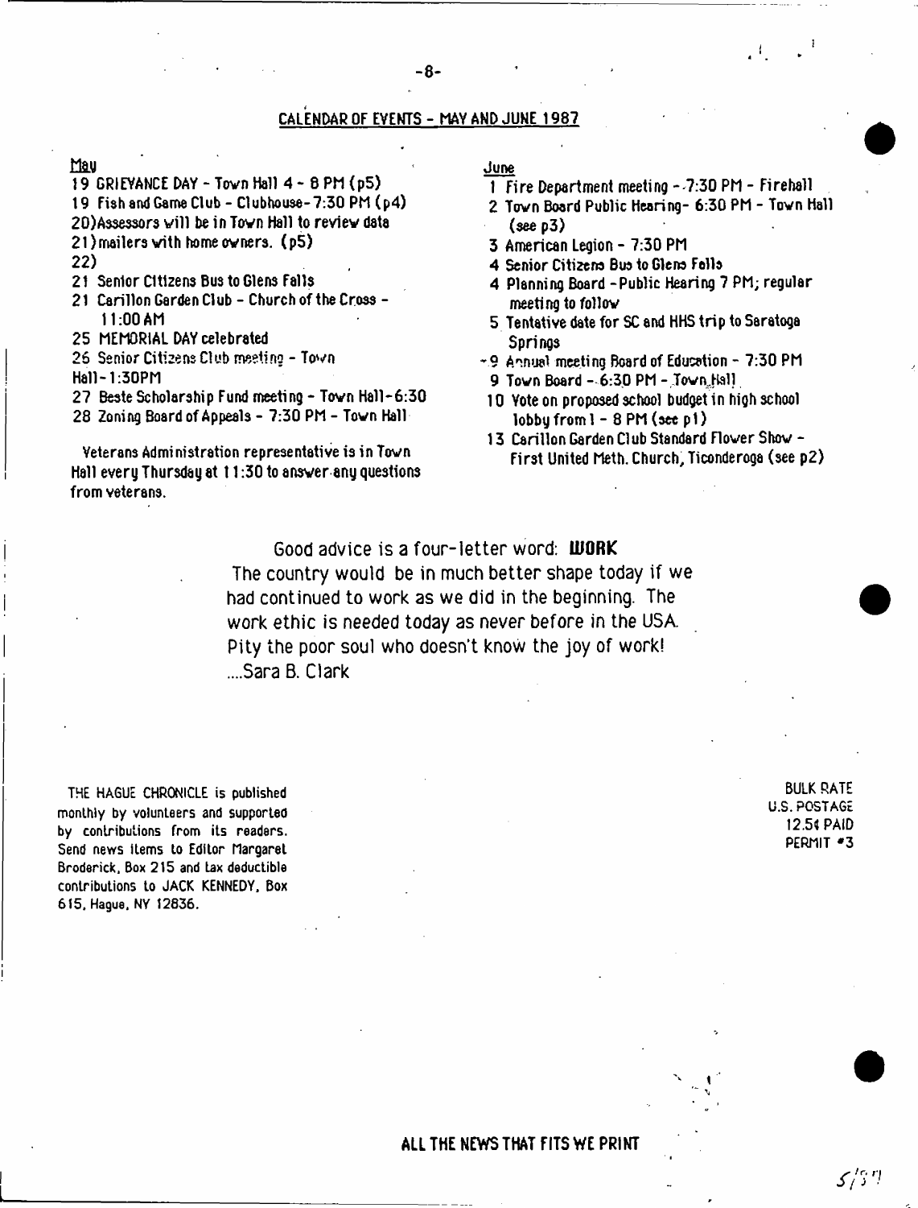## CALENDAR OF EVENTS - MAY AND JUNE 1987

**May**

19 GRIEVANCE DAY - Town Hall 4 - 8 PM (p5)
19 Fish and Game Club - Clubhouse- 7:30 PM (p4)
20)Assessors will be in Town Hall to review data
21)mailers with home owners. (p5)
22)
21 Senior Citizens Bus to Glens Falls
21 Carillon Garden Club - Church of the Cross - 11:00 AM
25 MEMORIAL DAY celebrated
26 Senior Citizens Club meeting - Town Hall- 1:30PM
27 Beste Scholarship Fund meeting - Town Hall- 6:30
28 Zoning Board of Appeals - 7:30 PM - Town Hall

Veterans Administration representative is in Town Hall every Thursday at 11:30 to answer any questions from veterans.

**June**

1 Fire Department meeting - 7:30 PM - Firehall
2 Town Board Public Hearing- 6:30 PM - Town Hall (see p3)
3 American Legion - 7:30 PM
4 Senior Citizens Bus to Glens Falls
4 Planning Board - Public Hearing 7 PM; regular meeting to follow
5 Tentative date for SC and HHS trip to Saratoga Springs
9 Annual meeting Board of Education - 7:30 PM
9 Town Board - 6:30 PM - Town Hall
10 Vote on proposed school budget in high school lobby from 1 - 8 PM (see p1)
13 Carillon Garden Club Standard Flower Show - First United Meth. Church, Ticonderoga (see p2)

Good advice is a four-letter word: **WORK**
The country would be in much better shape today if we had continued to work as we did in the beginning. The work ethic is needed today as never before in the USA. Pity the poor soul who doesn't know the joy of work!
....Sara B. Clark

THE HAGUE CHRONICLE is published monthly by volunteers and supported by contributions from its readers. Send news items to Editor Margaret Broderick, Box 215 and tax deductible contributions to JACK KENNEDY, Box 615, Hague, NY 12836.

BULK RATE
U.S. POSTAGE
12.5¢ PAID
PERMIT #3

**ALL THE NEWS THAT FITS WE PRINT**